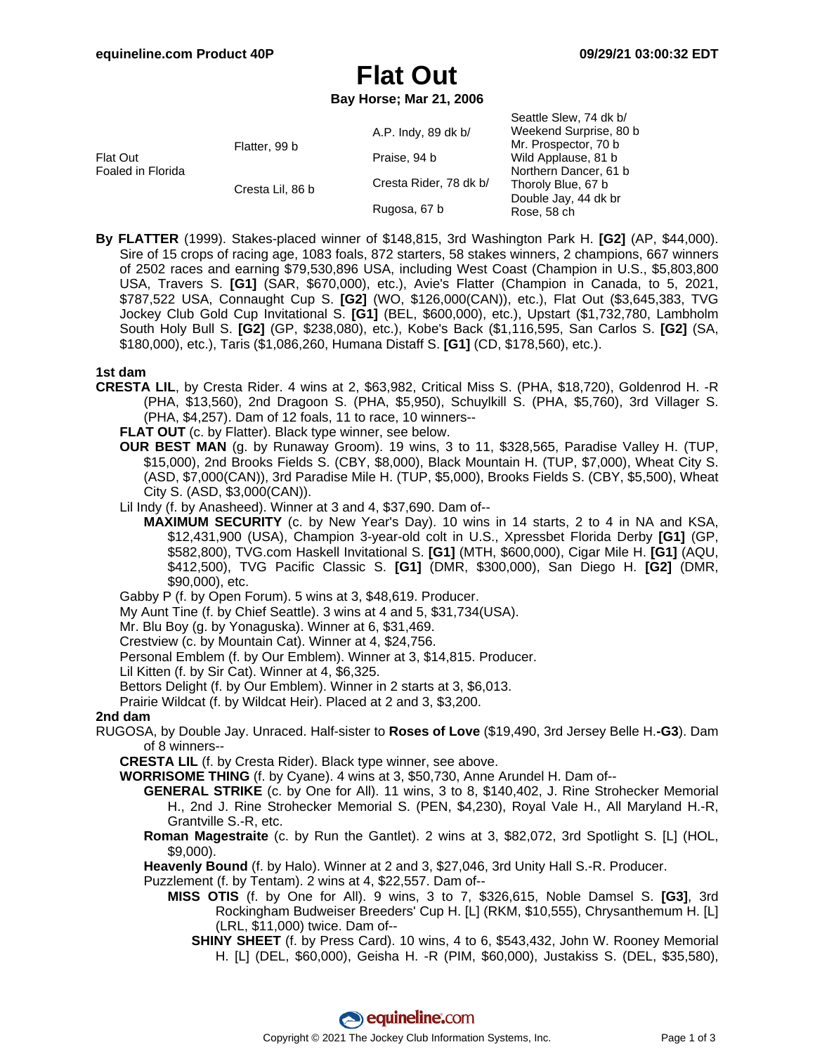# Flat Out

**Bay Horse; Mar 21, 2006**

| | | | |
|---|---|---|---|
| Flat Out<br>Foaled in Florida | Flatter, 99 b | A.P. Indy, 89 dk b/ | Seattle Slew, 74 dk b/<br>Weekend Surprise, 80 b |
| | | Praise, 94 b | Mr. Prospector, 70 b<br>Wild Applause, 81 b |
| | Cresta Lil, 86 b | Cresta Rider, 78 dk b/ | Northern Dancer, 61 b<br>Thoroly Blue, 67 b |
| | | Rugosa, 67 b | Double Jay, 44 dk br<br>Rose, 58 ch |

**By FLATTER** (1999). Stakes-placed winner of $148,815, 3rd Washington Park H. **[G2]** (AP, $44,000). Sire of 15 crops of racing age, 1083 foals, 872 starters, 58 stakes winners, 2 champions, 667 winners of 2502 races and earning $79,530,896 USA, including West Coast (Champion in U.S., $5,803,800 USA, Travers S. **[G1]** (SAR, $670,000), etc.), Avie's Flatter (Champion in Canada, to 5, 2021, $787,522 USA, Connaught Cup S. **[G2]** (WO, $126,000(CAN)), etc.), Flat Out ($3,645,383, TVG Jockey Club Gold Cup Invitational S. **[G1]** (BEL, $600,000), etc.), Upstart ($1,732,780, Lambholm South Holy Bull S. **[G2]** (GP, $238,080), etc.), Kobe's Back ($1,116,595, San Carlos S. **[G2]** (SA, $180,000), etc.), Taris ($1,086,260, Humana Distaff S. **[G1]** (CD, $178,560), etc.).

### 1st dam

**CRESTA LIL**, by Cresta Rider. 4 wins at 2, $63,982, Critical Miss S. (PHA, $18,720), Goldenrod H. -R (PHA, $13,560), 2nd Dragoon S. (PHA, $5,950), Schuylkill S. (PHA, $5,760), 3rd Villager S. (PHA, $4,257). Dam of 12 foals, 11 to race, 10 winners--

- **FLAT OUT** (c. by Flatter). Black type winner, see below.
- **OUR BEST MAN** (g. by Runaway Groom). 19 wins, 3 to 11, $328,565, Paradise Valley H. (TUP, $15,000), 2nd Brooks Fields S. (CBY, $8,000), Black Mountain H. (TUP, $7,000), Wheat City S. (ASD, $7,000(CAN)), 3rd Paradise Mile H. (TUP, $5,000), Brooks Fields S. (CBY, $5,500), Wheat City S. (ASD, $3,000(CAN)).
- Lil Indy (f. by Anasheed). Winner at 3 and 4, $37,690. Dam of--
  - **MAXIMUM SECURITY** (c. by New Year's Day). 10 wins in 14 starts, 2 to 4 in NA and KSA, $12,431,900 (USA), Champion 3-year-old colt in U.S., Xpressbet Florida Derby **[G1]** (GP, $582,800), TVG.com Haskell Invitational S. **[G1]** (MTH, $600,000), Cigar Mile H. **[G1]** (AQU, $412,500), TVG Pacific Classic S. **[G1]** (DMR, $300,000), San Diego H. **[G2]** (DMR, $90,000), etc.
- Gabby P (f. by Open Forum). 5 wins at 3, $48,619. Producer.
- My Aunt Tine (f. by Chief Seattle). 3 wins at 4 and 5, $31,734(USA).
- Mr. Blu Boy (g. by Yonaguska). Winner at 6, $31,469.
- Crestview (c. by Mountain Cat). Winner at 4, $24,756.
- Personal Emblem (f. by Our Emblem). Winner at 3, $14,815. Producer.
- Lil Kitten (f. by Sir Cat). Winner at 4, $6,325.
- Bettors Delight (f. by Our Emblem). Winner in 2 starts at 3, $6,013.
- Prairie Wildcat (f. by Wildcat Heir). Placed at 2 and 3, $3,200.

### 2nd dam

RUGOSA, by Double Jay. Unraced. Half-sister to **Roses of Love** ($19,490, 3rd Jersey Belle H.**-G3**). Dam of 8 winners--

- **CRESTA LIL** (f. by Cresta Rider). Black type winner, see above.
- **WORRISOME THING** (f. by Cyane). 4 wins at 3, $50,730, Anne Arundel H. Dam of--
  - **GENERAL STRIKE** (c. by One for All). 11 wins, 3 to 8, $140,402, J. Rine Strohecker Memorial H., 2nd J. Rine Strohecker Memorial S. (PEN, $4,230), Royal Vale H., All Maryland H.-R, Grantville S.-R, etc.
  - **Roman Magestraite** (c. by Run the Gantlet). 2 wins at 3, $82,072, 3rd Spotlight S. [L] (HOL, $9,000).
  - **Heavenly Bound** (f. by Halo). Winner at 2 and 3, $27,046, 3rd Unity Hall S.-R. Producer.
  - Puzzlement (f. by Tentam). 2 wins at 4, $22,557. Dam of--
    - **MISS OTIS** (f. by One for All). 9 wins, 3 to 7, $326,615, Noble Damsel S. **[G3]**, 3rd Rockingham Budweiser Breeders' Cup H. [L] (RKM, $10,555), Chrysanthemum H. [L] (LRL, $11,000) twice. Dam of--
      - **SHINY SHEET** (f. by Press Card). 10 wins, 4 to 6, $543,432, John W. Rooney Memorial H. [L] (DEL, $60,000), Geisha H. -R (PIM, $60,000), Justakiss S. (DEL, $35,580),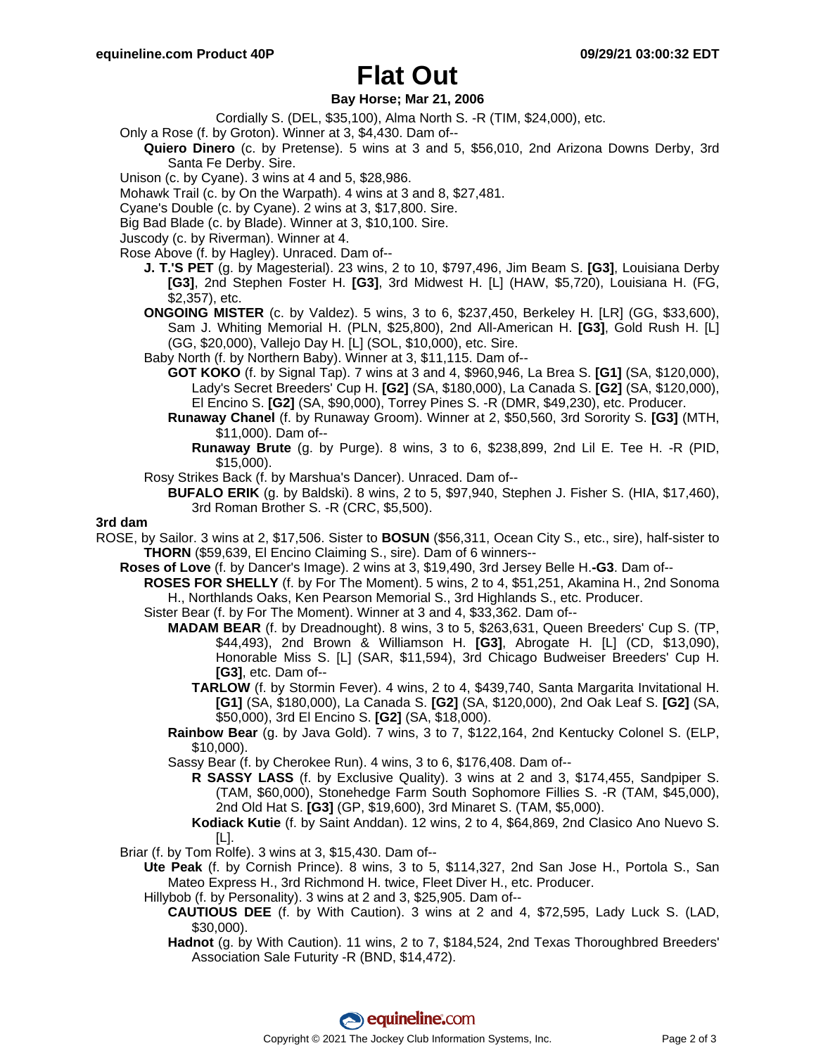# Flat Out

**Bay Horse; Mar 21, 2006**

Cordially S. (DEL, $35,100), Alma North S. -R (TIM, $24,000), etc.

Only a Rose (f. by Groton). Winner at 3, $4,430. Dam of--

**Quiero Dinero** (c. by Pretense). 5 wins at 3 and 5, $56,010, 2nd Arizona Downs Derby, 3rd Santa Fe Derby. Sire.

Unison (c. by Cyane). 3 wins at 4 and 5, $28,986.

Mohawk Trail (c. by On the Warpath). 4 wins at 3 and 8, $27,481.

Cyane's Double (c. by Cyane). 2 wins at 3, $17,800. Sire.

Big Bad Blade (c. by Blade). Winner at 3, $10,100. Sire.

Juscody (c. by Riverman). Winner at 4.

Rose Above (f. by Hagley). Unraced. Dam of--

**J. T.'S PET** (g. by Magesterial). 23 wins, 2 to 10, $797,496, Jim Beam S. **[G3]**, Louisiana Derby **[G3]**, 2nd Stephen Foster H. **[G3]**, 3rd Midwest H. [L] (HAW, $5,720), Louisiana H. (FG, $2,357), etc.

**ONGOING MISTER** (c. by Valdez). 5 wins, 3 to 6, $237,450, Berkeley H. [LR] (GG, $33,600), Sam J. Whiting Memorial H. (PLN, $25,800), 2nd All-American H. **[G3]**, Gold Rush H. [L] (GG, $20,000), Vallejo Day H. [L] (SOL, $10,000), etc. Sire.

Baby North (f. by Northern Baby). Winner at 3, $11,115. Dam of--

**GOT KOKO** (f. by Signal Tap). 7 wins at 3 and 4, $960,946, La Brea S. **[G1]** (SA, $120,000), Lady's Secret Breeders' Cup H. **[G2]** (SA, $180,000), La Canada S. **[G2]** (SA, $120,000), El Encino S. **[G2]** (SA, $90,000), Torrey Pines S. -R (DMR, $49,230), etc. Producer.

**Runaway Chanel** (f. by Runaway Groom). Winner at 2, $50,560, 3rd Sorority S. **[G3]** (MTH, $11,000). Dam of--

**Runaway Brute** (g. by Purge). 8 wins, 3 to 6, $238,899, 2nd Lil E. Tee H. -R (PID, $15,000).

Rosy Strikes Back (f. by Marshua's Dancer). Unraced. Dam of--

**BUFALO ERIK** (g. by Baldski). 8 wins, 2 to 5, $97,940, Stephen J. Fisher S. (HIA, $17,460), 3rd Roman Brother S. -R (CRC, $5,500).

### 3rd dam

ROSE, by Sailor. 3 wins at 2, $17,506. Sister to **BOSUN** ($56,311, Ocean City S., etc., sire), half-sister to **THORN** ($59,639, El Encino Claiming S., sire). Dam of 6 winners--

**Roses of Love** (f. by Dancer's Image). 2 wins at 3, $19,490, 3rd Jersey Belle H.**-G3**. Dam of--

**ROSES FOR SHELLY** (f. by For The Moment). 5 wins, 2 to 4, $51,251, Akamina H., 2nd Sonoma H., Northlands Oaks, Ken Pearson Memorial S., 3rd Highlands S., etc. Producer.

Sister Bear (f. by For The Moment). Winner at 3 and 4, $33,362. Dam of--

**MADAM BEAR** (f. by Dreadnought). 8 wins, 3 to 5, $263,631, Queen Breeders' Cup S. (TP, $44,493), 2nd Brown & Williamson H. **[G3]**, Abrogate H. [L] (CD, $13,090), Honorable Miss S. [L] (SAR, $11,594), 3rd Chicago Budweiser Breeders' Cup H. **[G3]**, etc. Dam of--

**TARLOW** (f. by Stormin Fever). 4 wins, 2 to 4, $439,740, Santa Margarita Invitational H. **[G1]** (SA, $180,000), La Canada S. **[G2]** (SA, $120,000), 2nd Oak Leaf S. **[G2]** (SA, $50,000), 3rd El Encino S. **[G2]** (SA, $18,000).

**Rainbow Bear** (g. by Java Gold). 7 wins, 3 to 7, $122,164, 2nd Kentucky Colonel S. (ELP, $10,000).

Sassy Bear (f. by Cherokee Run). 4 wins, 3 to 6, $176,408. Dam of--

**R SASSY LASS** (f. by Exclusive Quality). 3 wins at 2 and 3, $174,455, Sandpiper S. (TAM, $60,000), Stonehedge Farm South Sophomore Fillies S. -R (TAM, $45,000), 2nd Old Hat S. **[G3]** (GP, $19,600), 3rd Minaret S. (TAM, $5,000).

**Kodiack Kutie** (f. by Saint Anddan). 12 wins, 2 to 4, $64,869, 2nd Clasico Ano Nuevo S. [L].

Briar (f. by Tom Rolfe). 3 wins at 3, $15,430. Dam of--

**Ute Peak** (f. by Cornish Prince). 8 wins, 3 to 5, $114,327, 2nd San Jose H., Portola S., San Mateo Express H., 3rd Richmond H. twice, Fleet Diver H., etc. Producer.

Hillybob (f. by Personality). 3 wins at 2 and 3, $25,905. Dam of--

**CAUTIOUS DEE** (f. by With Caution). 3 wins at 2 and 4, $72,595, Lady Luck S. (LAD, $30,000).

**Hadnot** (g. by With Caution). 11 wins, 2 to 7, $184,524, 2nd Texas Thoroughbred Breeders' Association Sale Futurity -R (BND, $14,472).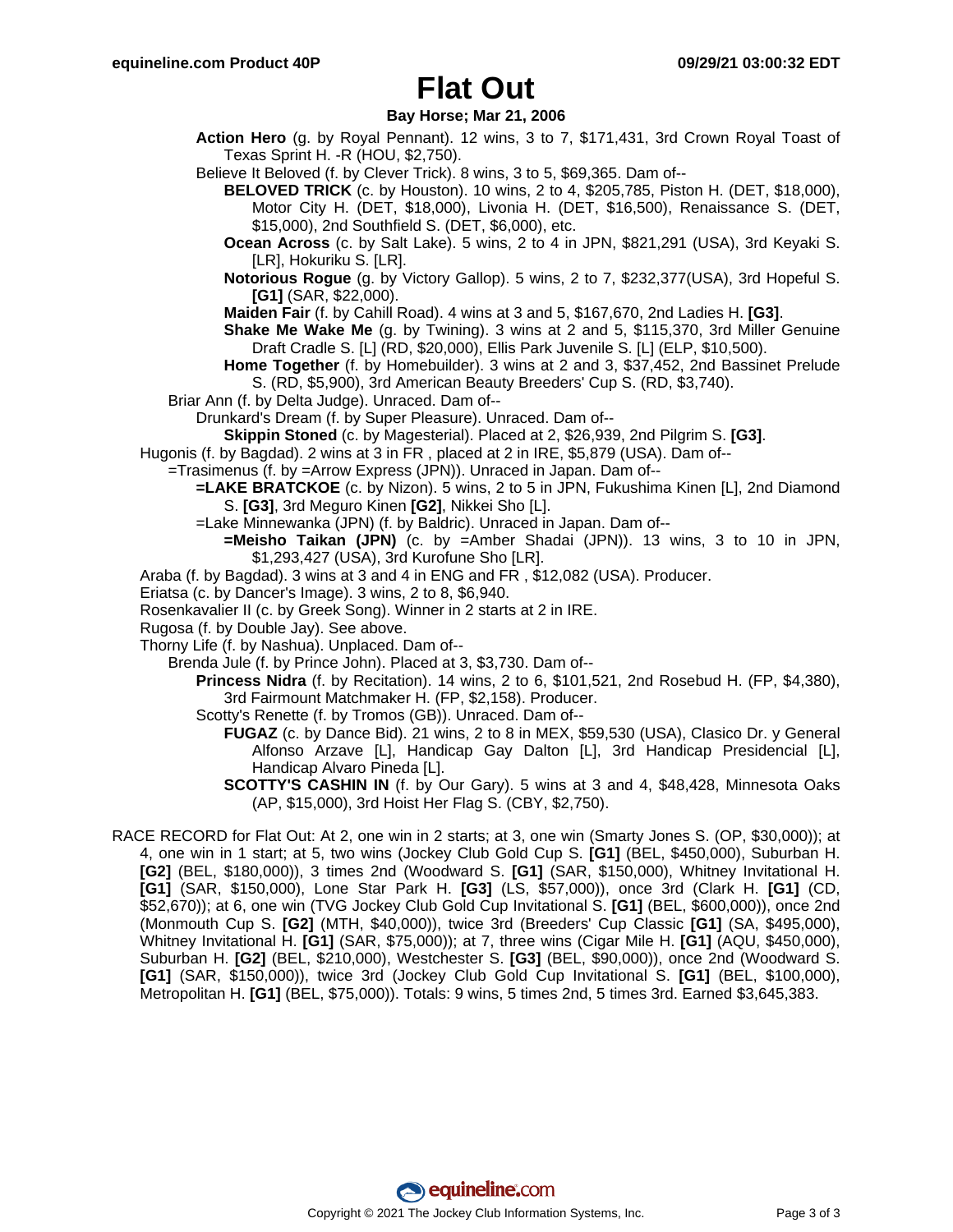# Flat Out

**Bay Horse; Mar 21, 2006**

**Action Hero** (g. by Royal Pennant). 12 wins, 3 to 7, $171,431, 3rd Crown Royal Toast of Texas Sprint H. -R (HOU, $2,750).

Believe It Beloved (f. by Clever Trick). 8 wins, 3 to 5, $69,365. Dam of--

**BELOVED TRICK** (c. by Houston). 10 wins, 2 to 4, $205,785, Piston H. (DET, $18,000), Motor City H. (DET, $18,000), Livonia H. (DET, $16,500), Renaissance S. (DET, $15,000), 2nd Southfield S. (DET, $6,000), etc.

**Ocean Across** (c. by Salt Lake). 5 wins, 2 to 4 in JPN, $821,291 (USA), 3rd Keyaki S. [LR], Hokuriku S. [LR].

**Notorious Rogue** (g. by Victory Gallop). 5 wins, 2 to 7, $232,377(USA), 3rd Hopeful S. **[G1]** (SAR, $22,000).

**Maiden Fair** (f. by Cahill Road). 4 wins at 3 and 5, $167,670, 2nd Ladies H. **[G3]**.

**Shake Me Wake Me** (g. by Twining). 3 wins at 2 and 5, $115,370, 3rd Miller Genuine Draft Cradle S. [L] (RD, $20,000), Ellis Park Juvenile S. [L] (ELP, $10,500).

**Home Together** (f. by Homebuilder). 3 wins at 2 and 3, $37,452, 2nd Bassinet Prelude S. (RD, $5,900), 3rd American Beauty Breeders' Cup S. (RD, $3,740).

Briar Ann (f. by Delta Judge). Unraced. Dam of--

Drunkard's Dream (f. by Super Pleasure). Unraced. Dam of--

**Skippin Stoned** (c. by Magesterial). Placed at 2, $26,939, 2nd Pilgrim S. **[G3]**.

Hugonis (f. by Bagdad). 2 wins at 3 in FR , placed at 2 in IRE, $5,879 (USA). Dam of--

=Trasimenus (f. by =Arrow Express (JPN)). Unraced in Japan. Dam of--

**=LAKE BRATCKOE** (c. by Nizon). 5 wins, 2 to 5 in JPN, Fukushima Kinen [L], 2nd Diamond S. **[G3]**, 3rd Meguro Kinen **[G2]**, Nikkei Sho [L].

=Lake Minnewanka (JPN) (f. by Baldric). Unraced in Japan. Dam of--

**=Meisho Taikan (JPN)** (c. by =Amber Shadai (JPN)). 13 wins, 3 to 10 in JPN, $1,293,427 (USA), 3rd Kurofune Sho [LR].

Araba (f. by Bagdad). 3 wins at 3 and 4 in ENG and FR , $12,082 (USA). Producer.

Eriatsa (c. by Dancer's Image). 3 wins, 2 to 8, $6,940.

Rosenkavalier II (c. by Greek Song). Winner in 2 starts at 2 in IRE.

Rugosa (f. by Double Jay). See above.

Thorny Life (f. by Nashua). Unplaced. Dam of--

Brenda Jule (f. by Prince John). Placed at 3, $3,730. Dam of--

**Princess Nidra** (f. by Recitation). 14 wins, 2 to 6, $101,521, 2nd Rosebud H. (FP, $4,380), 3rd Fairmount Matchmaker H. (FP, $2,158). Producer.

Scotty's Renette (f. by Tromos (GB)). Unraced. Dam of--

**FUGAZ** (c. by Dance Bid). 21 wins, 2 to 8 in MEX, $59,530 (USA), Clasico Dr. y General Alfonso Arzave [L], Handicap Gay Dalton [L], 3rd Handicap Presidencial [L], Handicap Alvaro Pineda [L].

**SCOTTY'S CASHIN IN** (f. by Our Gary). 5 wins at 3 and 4, $48,428, Minnesota Oaks (AP, $15,000), 3rd Hoist Her Flag S. (CBY, $2,750).

RACE RECORD for Flat Out: At 2, one win in 2 starts; at 3, one win (Smarty Jones S. (OP, $30,000)); at 4, one win in 1 start; at 5, two wins (Jockey Club Gold Cup S. **[G1]** (BEL, $450,000), Suburban H. **[G2]** (BEL, $180,000)), 3 times 2nd (Woodward S. **[G1]** (SAR, $150,000), Whitney Invitational H. **[G1]** (SAR, $150,000), Lone Star Park H. **[G3]** (LS, $57,000)), once 3rd (Clark H. **[G1]** (CD, $52,670)); at 6, one win (TVG Jockey Club Gold Cup Invitational S. **[G1]** (BEL, $600,000)), once 2nd (Monmouth Cup S. **[G2]** (MTH, $40,000)), twice 3rd (Breeders' Cup Classic **[G1]** (SA, $495,000), Whitney Invitational H. **[G1]** (SAR, $75,000)); at 7, three wins (Cigar Mile H. **[G1]** (AQU, $450,000), Suburban H. **[G2]** (BEL, $210,000), Westchester S. **[G3]** (BEL, $90,000)), once 2nd (Woodward S. **[G1]** (SAR, $150,000)), twice 3rd (Jockey Club Gold Cup Invitational S. **[G1]** (BEL, $100,000), Metropolitan H. **[G1]** (BEL, $75,000)). Totals: 9 wins, 5 times 2nd, 5 times 3rd. Earned $3,645,383.